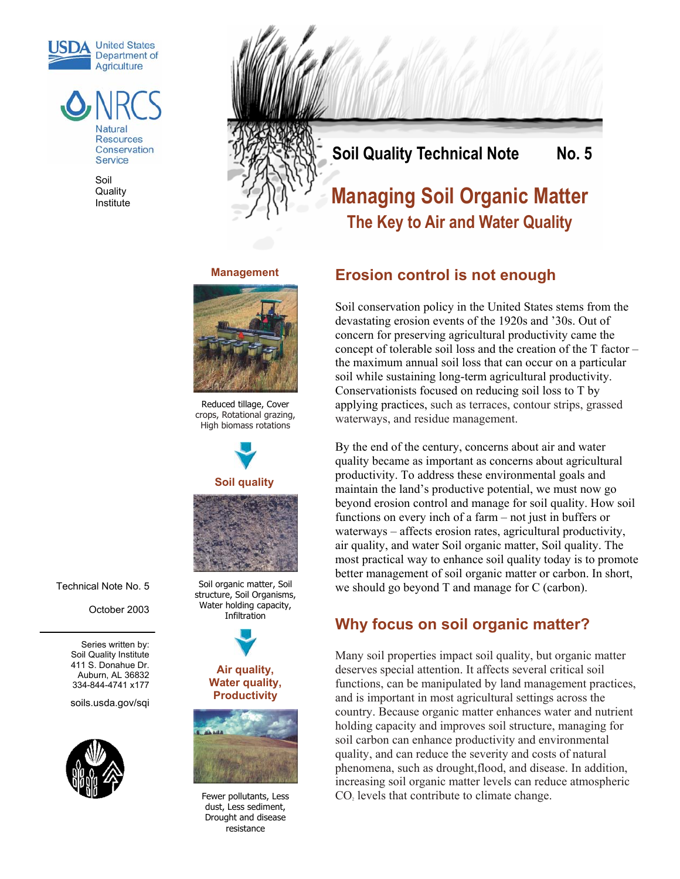United States Department of Agriculture

Natural Resources Conservation Service

Soil Quality Institute

Soil Quality Technical Note No. 5

# Managing Soil Organic Matter

## The Key to Air and Water Quality

Technical Note No. 5

October 2003

Series written by:
Soil Quality Institute
411 S. Donahue Dr.
Auburn, AL 36832
334-844-4741 x177

soils.usda.gov/sqi

**Management**

Reduced tillage, Cover crops, Rotational grazing, High biomass rotations

**Soil quality**

Soil organic matter, Soil structure, Soil Organisms, Water holding capacity, Infiltration

**Air quality, Water quality, Productivity**

Fewer pollutants, Less dust, Less sediment, Drought and disease resistance

## Erosion control is not enough

Soil conservation policy in the United States stems from the devastating erosion events of the 1920s and '30s. Out of concern for preserving agricultural productivity came the concept of tolerable soil loss and the creation of the T factor – the maximum annual soil loss that can occur on a particular soil while sustaining long-term agricultural productivity. Conservationists focused on reducing soil loss to T by applying practices, such as terraces, contour strips, grassed waterways, and residue management.

By the end of the century, concerns about air and water quality became as important as concerns about agricultural productivity. To address these environmental goals and maintain the land's productive potential, we must now go beyond erosion control and manage for soil quality. How soil functions on every inch of a farm – not just in buffers or waterways – affects erosion rates, agricultural productivity, air quality, and water Soil organic matter, Soil quality. The most practical way to enhance soil quality today is to promote better management of soil organic matter or carbon. In short, we should go beyond T and manage for C (carbon).

## Why focus on soil organic matter?

Many soil properties impact soil quality, but organic matter deserves special attention. It affects several critical soil functions, can be manipulated by land management practices, and is important in most agricultural settings across the country. Because organic matter enhances water and nutrient holding capacity and improves soil structure, managing for soil carbon can enhance productivity and environmental quality, and can reduce the severity and costs of natural phenomena, such as drought,flood, and disease. In addition, increasing soil organic matter levels can reduce atmospheric $CO_2$ levels that contribute to climate change.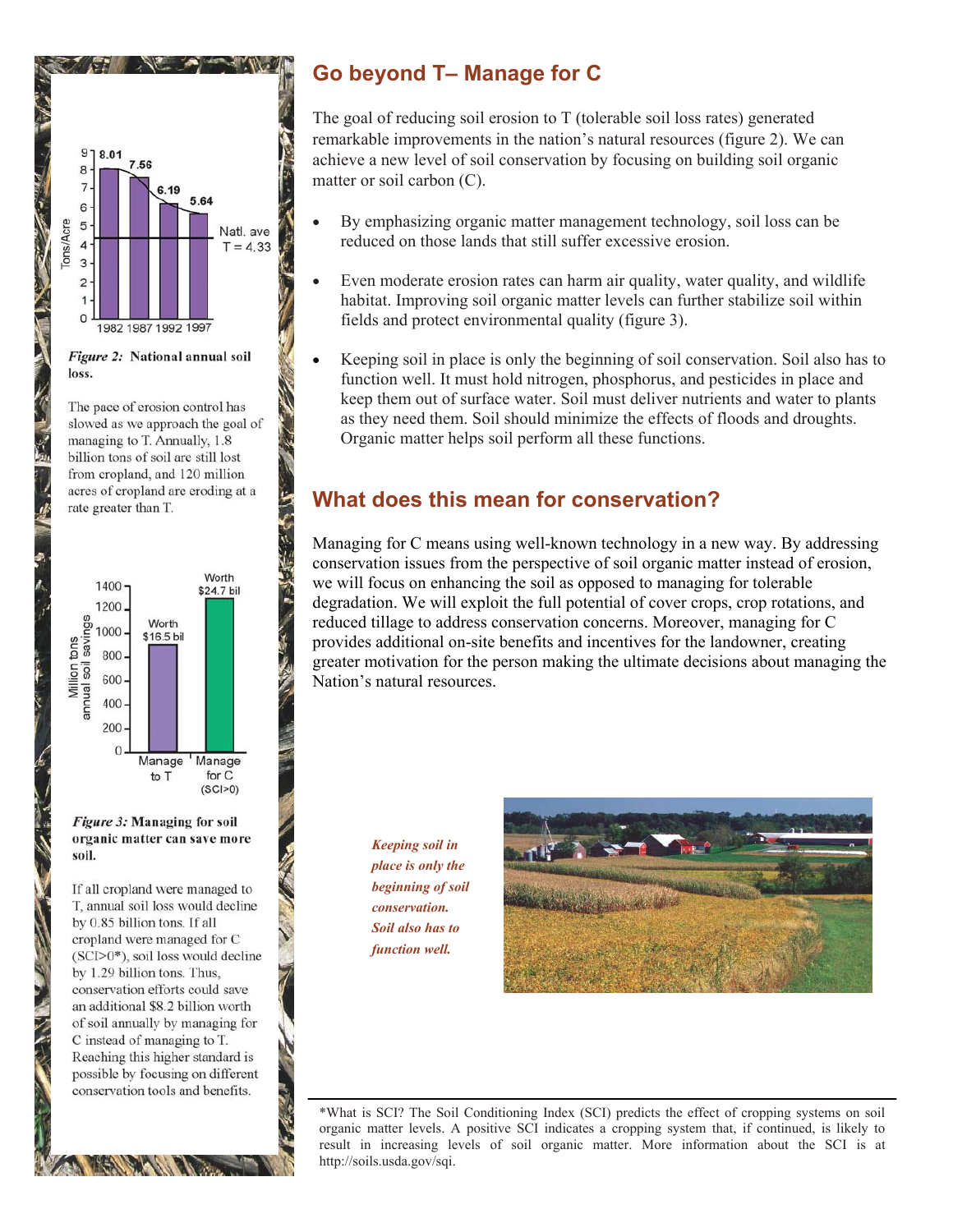# Go beyond T– Manage for C

The goal of reducing soil erosion to T (tolerable soil loss rates) generated remarkable improvements in the nation's natural resources (figure 2). We can achieve a new level of soil conservation by focusing on building soil organic matter or soil carbon (C).

- By emphasizing organic matter management technology, soil loss can be reduced on those lands that still suffer excessive erosion.
- Even moderate erosion rates can harm air quality, water quality, and wildlife habitat. Improving soil organic matter levels can further stabilize soil within fields and protect environmental quality (figure 3).
- Keeping soil in place is only the beginning of soil conservation. Soil also has to function well. It must hold nitrogen, phosphorus, and pesticides in place and keep them out of surface water. Soil must deliver nutrients and water to plants as they need them. Soil should minimize the effects of floods and droughts. Organic matter helps soil perform all these functions.

## What does this mean for conservation?

Managing for C means using well-known technology in a new way. By addressing conservation issues from the perspective of soil organic matter instead of erosion, we will focus on enhancing the soil as opposed to managing for tolerable degradation. We will exploit the full potential of cover crops, crop rotations, and reduced tillage to address conservation concerns. Moreover, managing for C provides additional on-site benefits and incentives for the landowner, creating greater motivation for the person making the ultimate decisions about managing the Nation's natural resources.

| Year | Tons/Acre |
|---|---|
| 1982 | 8.01 |
| 1987 | 7.56 |
| 1992 | 6.19 |
| 1997 | 5.64 |

Natl. ave T = 4.33

***Figure 2:*** **National annual soil loss.**

The pace of erosion control has slowed as we approach the goal of managing to T. Annually, 1.8 billion tons of soil are still lost from cropland, and 120 million acres of cropland are eroding at a rate greater than T.

| | Million tons annual soil savings | Worth |
|---|---|---|
| Manage to T | ~850 | $16.5 bil |
| Manage for C (SCI>0) | ~1290 | $24.7 bil |

***Figure 3:*** **Managing for soil organic matter can save more soil.**

If all cropland were managed to T, annual soil loss would decline by 0.85 billion tons. If all cropland were managed for C (SCI>0*), soil loss would decline by 1.29 billion tons. Thus, conservation efforts could save an additional $8.2 billion worth of soil annually by managing for C instead of managing to T. Reaching this higher standard is possible by focusing on different conservation tools and benefits.

***Keeping soil in place is only the beginning of soil conservation. Soil also has to function well.***

*What is SCI? The Soil Conditioning Index (SCI) predicts the effect of cropping systems on soil organic matter levels. A positive SCI indicates a cropping system that, if continued, is likely to result in increasing levels of soil organic matter. More information about the SCI is at http://soils.usda.gov/sqi.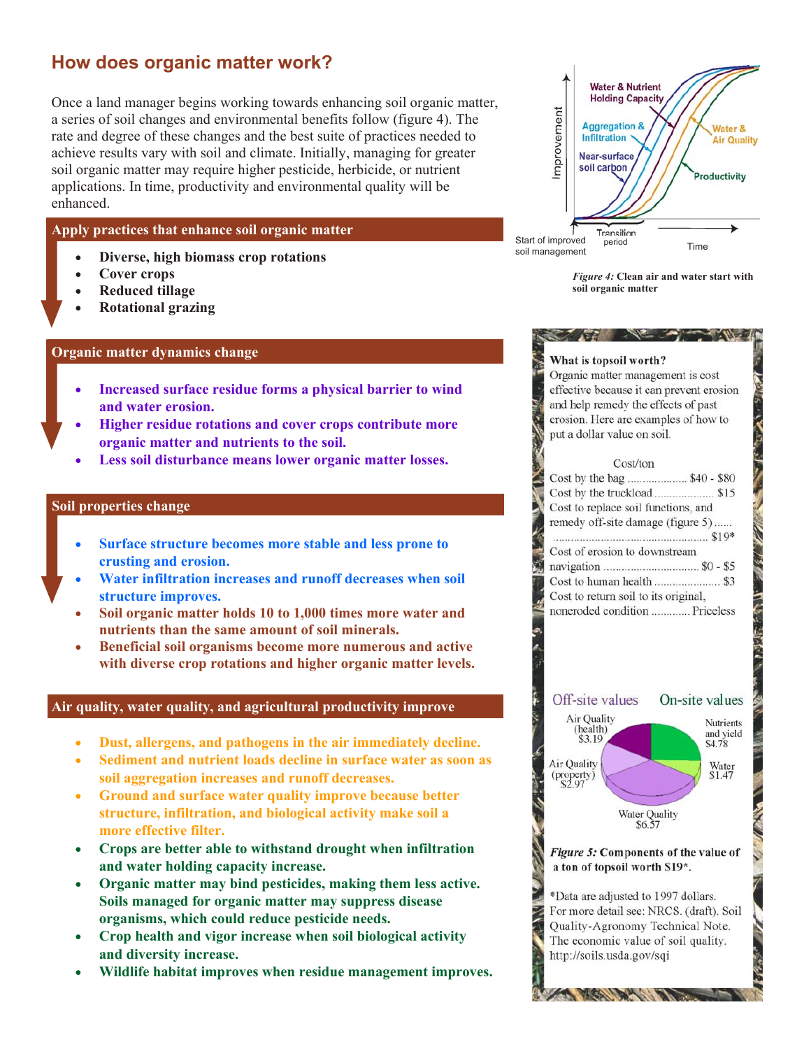## How does organic matter work?

Once a land manager begins working towards enhancing soil organic matter, a series of soil changes and environmental benefits follow (figure 4). The rate and degree of these changes and the best suite of practices needed to achieve results vary with soil and climate. Initially, managing for greater soil organic matter may require higher pesticide, herbicide, or nutrient applications. In time, productivity and environmental quality will be enhanced.

### Apply practices that enhance soil organic matter

- **Diverse, high biomass crop rotations**
- **Cover crops**
- **Reduced tillage**
- **Rotational grazing**

### Organic matter dynamics change

- **Increased surface residue forms a physical barrier to wind and water erosion.**
- **Higher residue rotations and cover crops contribute more organic matter and nutrients to the soil.**
- **Less soil disturbance means lower organic matter losses.**

### Soil properties change

- **Surface structure becomes more stable and less prone to crusting and erosion.**
- **Water infiltration increases and runoff decreases when soil structure improves.**
- **Soil organic matter holds 10 to 1,000 times more water and nutrients than the same amount of soil minerals.**
- **Beneficial soil organisms become more numerous and active with diverse crop rotations and higher organic matter levels.**

### Air quality, water quality, and agricultural productivity improve

- **Dust, allergens, and pathogens in the air immediately decline.**
- **Sediment and nutrient loads decline in surface water as soon as soil aggregation increases and runoff decreases.**
- **Ground and surface water quality improve because better structure, infiltration, and biological activity make soil a more effective filter.**
- **Crops are better able to withstand drought when infiltration and water holding capacity increase.**
- **Organic matter may bind pesticides, making them less active. Soils managed for organic matter may suppress disease organisms, which could reduce pesticide needs.**
- **Crop health and vigor increase when soil biological activity and diversity increase.**
- **Wildlife habitat improves when residue management improves.**

Water & Nutrient Holding Capacity; Aggregation & Infiltration; Near-surface soil carbon; Water & Air Quality; Productivity; Improvement; Start of improved soil management; Transition period; Time

*Figure 4:* **Clean air and water start with soil organic matter**

**What is topsoil worth?**

Organic matter management is cost effective because it can prevent erosion and help remedy the effects of past erosion. Here are examples of how to put a dollar value on soil.

| | Cost/ton |
|---|---|
| Cost by the bag | $40 - $80 |
| Cost by the truckload | $15 |
| Cost to replace soil functions, and remedy off-site damage (figure 5) | $19* |
| Cost of erosion to downstream navigation | $0 - $5 |
| Cost to human health | $3 |
| Cost to return soil to its original, noneroded condition | Priceless |

Off-site values: Air Quality (health) $3.19; Air Quality (property) $2.97; Water Quality $6.57

On-site values: Nutrients and yield $4.78; Water $1.47

*Figure 5:* **Components of the value of a ton of topsoil worth $19*.**

*Data are adjusted to 1997 dollars. For more detail see: NRCS. (draft). Soil Quality-Agronomy Technical Note. The economic value of soil quality. http://soils.usda.gov/sqi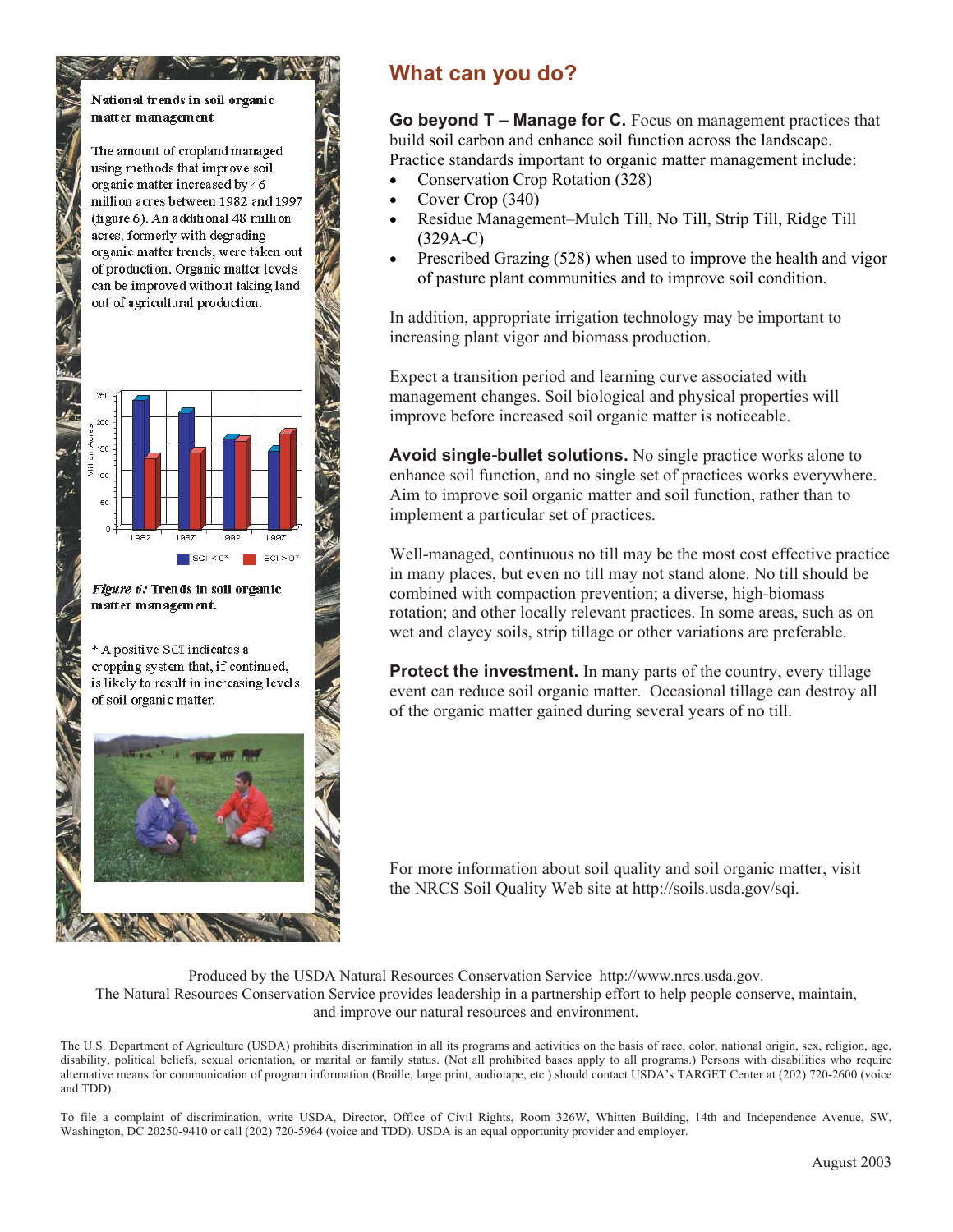**National trends in soil organic matter management**

The amount of cropland managed using methods that improve soil organic matter increased by 46 million acres between 1982 and 1997 (figure 6). An additional 48 million acres, formerly with degrading organic matter trends, were taken out of production. Organic matter levels can be improved without taking land out of agricultural production.

250
200
150
100
50
0
Million Acres
1982
1987
1992
1997
SCI < 0*
SCI > 0*

***Figure 6:*** **Trends in soil organic matter management.**

* A positive SCI indicates a cropping system that, if continued, is likely to result in increasing levels of soil organic matter.

## What can you do?

**Go beyond T – Manage for C.** Focus on management practices that build soil carbon and enhance soil function across the landscape. Practice standards important to organic matter management include:

- Conservation Crop Rotation (328)
- Cover Crop (340)
- Residue Management–Mulch Till, No Till, Strip Till, Ridge Till (329A-C)
- Prescribed Grazing (528) when used to improve the health and vigor of pasture plant communities and to improve soil condition.

In addition, appropriate irrigation technology may be important to increasing plant vigor and biomass production.

Expect a transition period and learning curve associated with management changes. Soil biological and physical properties will improve before increased soil organic matter is noticeable.

**Avoid single-bullet solutions.** No single practice works alone to enhance soil function, and no single set of practices works everywhere. Aim to improve soil organic matter and soil function, rather than to implement a particular set of practices.

Well-managed, continuous no till may be the most cost effective practice in many places, but even no till may not stand alone. No till should be combined with compaction prevention; a diverse, high-biomass rotation; and other locally relevant practices. In some areas, such as on wet and clayey soils, strip tillage or other variations are preferable.

**Protect the investment.** In many parts of the country, every tillage event can reduce soil organic matter. Occasional tillage can destroy all of the organic matter gained during several years of no till.

For more information about soil quality and soil organic matter, visit the NRCS Soil Quality Web site at http://soils.usda.gov/sqi.

Produced by the USDA Natural Resources Conservation Service http://www.nrcs.usda.gov.
The Natural Resources Conservation Service provides leadership in a partnership effort to help people conserve, maintain, and improve our natural resources and environment.

The U.S. Department of Agriculture (USDA) prohibits discrimination in all its programs and activities on the basis of race, color, national origin, sex, religion, age, disability, political beliefs, sexual orientation, or marital or family status. (Not all prohibited bases apply to all programs.) Persons with disabilities who require alternative means for communication of program information (Braille, large print, audiotape, etc.) should contact USDA's TARGET Center at (202) 720-2600 (voice and TDD).

To file a complaint of discrimination, write USDA, Director, Office of Civil Rights, Room 326W, Whitten Building, 14th and Independence Avenue, SW, Washington, DC 20250-9410 or call (202) 720-5964 (voice and TDD). USDA is an equal opportunity provider and employer.

August 2003